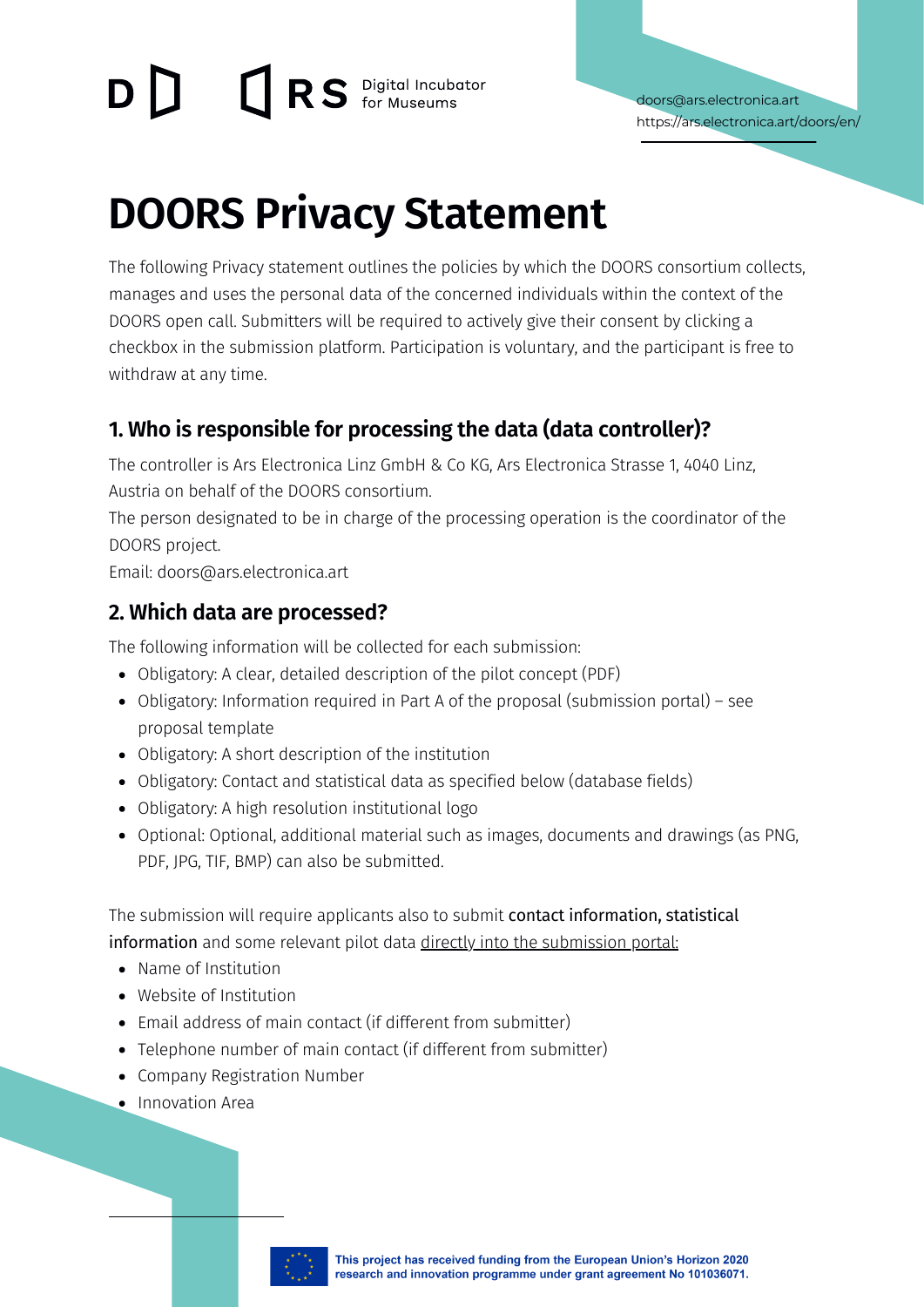D  RS Digital Incubator for Museums

doors@ars.electronica.art
https://ars.electronica.art/doors/en/

# DOORS Privacy Statement

The following Privacy statement outlines the policies by which the DOORS consortium collects, manages and uses the personal data of the concerned individuals within the context of the DOORS open call. Submitters will be required to actively give their consent by clicking a checkbox in the submission platform. Participation is voluntary, and the participant is free to withdraw at any time.

## 1. Who is responsible for processing the data (data controller)?

The controller is Ars Electronica Linz GmbH & Co KG, Ars Electronica Strasse 1, 4040 Linz, Austria on behalf of the DOORS consortium.
The person designated to be in charge of the processing operation is the coordinator of the DOORS project.
Email: doors@ars.electronica.art

## 2. Which data are processed?

The following information will be collected for each submission:

- Obligatory: A clear, detailed description of the pilot concept (PDF)
- Obligatory: Information required in Part A of the proposal (submission portal) – see proposal template
- Obligatory: A short description of the institution
- Obligatory: Contact and statistical data as specified below (database fields)
- Obligatory: A high resolution institutional logo
- Optional: Optional, additional material such as images, documents and drawings (as PNG, PDF, JPG, TIF, BMP) can also be submitted.

The submission will require applicants also to submit contact information, statistical information and some relevant pilot data directly into the submission portal:

- Name of Institution
- Website of Institution
- Email address of main contact (if different from submitter)
- Telephone number of main contact (if different from submitter)
- Company Registration Number
- Innovation Area

This project has received funding from the European Union's Horizon 2020 research and innovation programme under grant agreement No 101036071.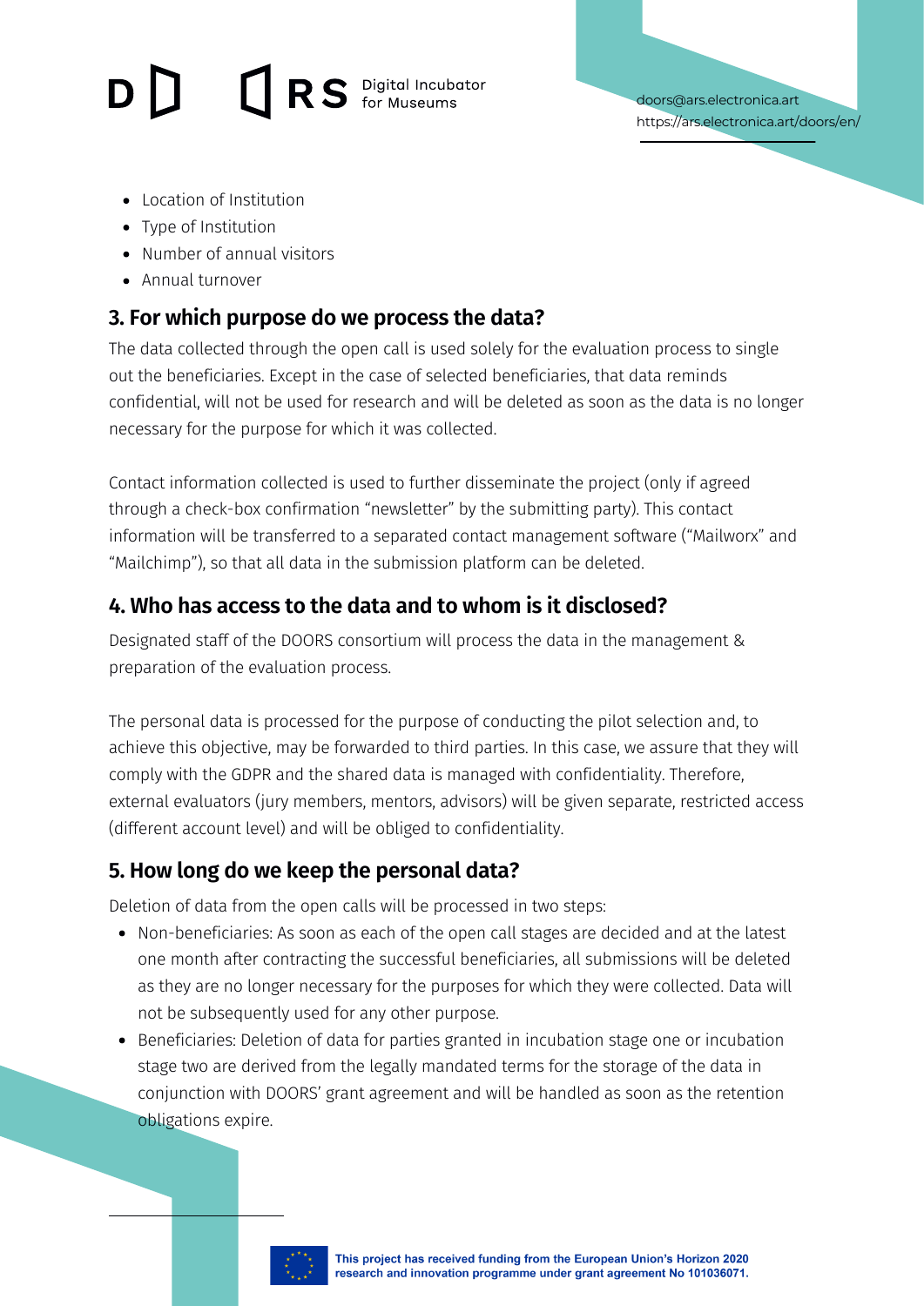- Location of Institution
- Type of Institution
- Number of annual visitors
- Annual turnover

## 3. For which purpose do we process the data?

The data collected through the open call is used solely for the evaluation process to single out the beneficiaries. Except in the case of selected beneficiaries, that data reminds confidential, will not be used for research and will be deleted as soon as the data is no longer necessary for the purpose for which it was collected.

Contact information collected is used to further disseminate the project (only if agreed through a check-box confirmation "newsletter" by the submitting party). This contact information will be transferred to a separated contact management software ("Mailworx" and "Mailchimp"), so that all data in the submission platform can be deleted.

## 4. Who has access to the data and to whom is it disclosed?

Designated staff of the DOORS consortium will process the data in the management & preparation of the evaluation process.

The personal data is processed for the purpose of conducting the pilot selection and, to achieve this objective, may be forwarded to third parties. In this case, we assure that they will comply with the GDPR and the shared data is managed with confidentiality. Therefore, external evaluators (jury members, mentors, advisors) will be given separate, restricted access (different account level) and will be obliged to confidentiality.

## 5. How long do we keep the personal data?

Deletion of data from the open calls will be processed in two steps:

- Non-beneficiaries: As soon as each of the open call stages are decided and at the latest one month after contracting the successful beneficiaries, all submissions will be deleted as they are no longer necessary for the purposes for which they were collected. Data will not be subsequently used for any other purpose.
- Beneficiaries: Deletion of data for parties granted in incubation stage one or incubation stage two are derived from the legally mandated terms for the storage of the data in conjunction with DOORS' grant agreement and will be handled as soon as the retention obligations expire.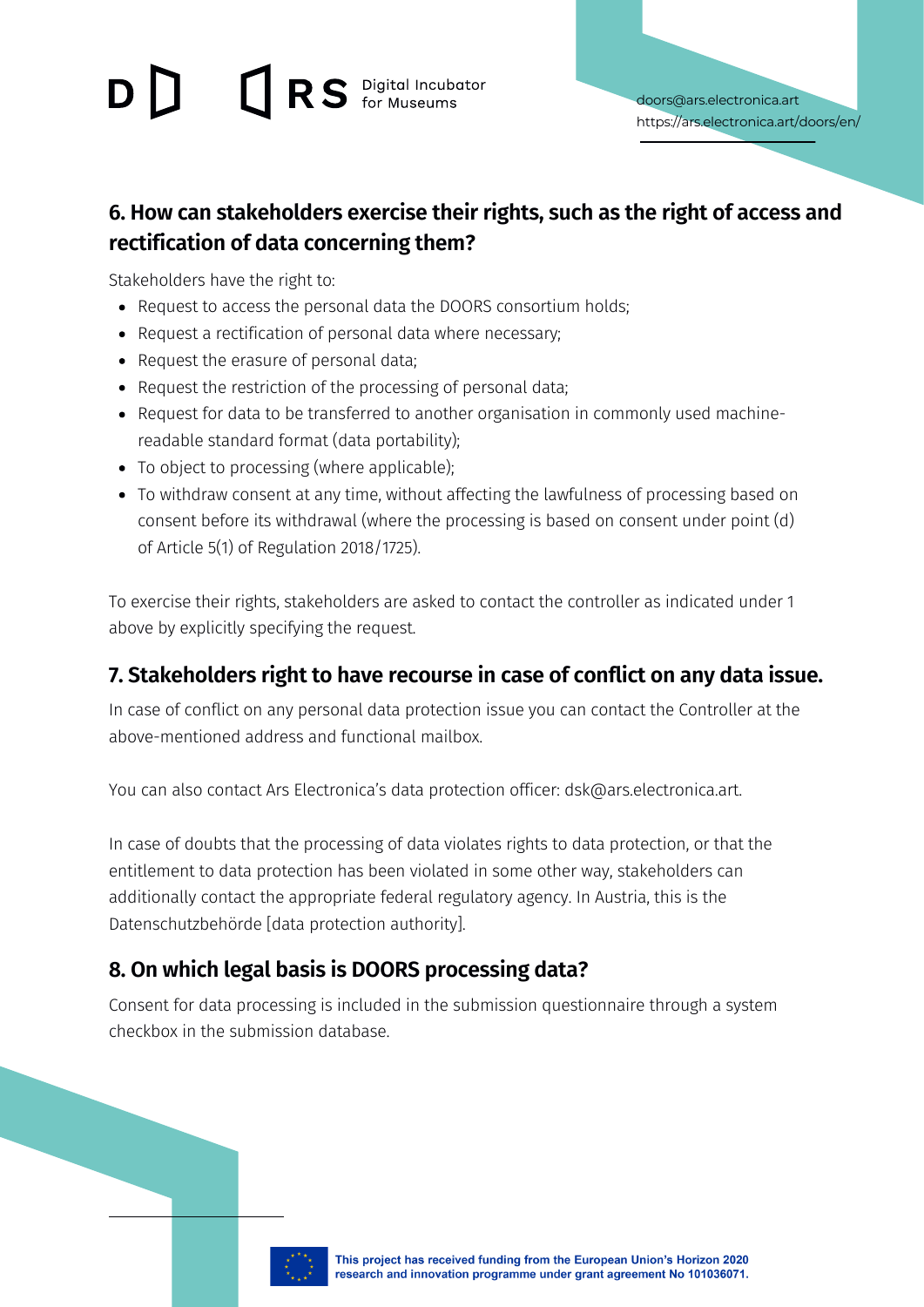## 6. How can stakeholders exercise their rights, such as the right of access and rectification of data concerning them?

Stakeholders have the right to:

- Request to access the personal data the DOORS consortium holds;
- Request a rectification of personal data where necessary;
- Request the erasure of personal data;
- Request the restriction of the processing of personal data;
- Request for data to be transferred to another organisation in commonly used machine-readable standard format (data portability);
- To object to processing (where applicable);
- To withdraw consent at any time, without affecting the lawfulness of processing based on consent before its withdrawal (where the processing is based on consent under point (d) of Article 5(1) of Regulation 2018/1725).

To exercise their rights, stakeholders are asked to contact the controller as indicated under 1 above by explicitly specifying the request.

## 7. Stakeholders right to have recourse in case of conflict on any data issue.

In case of conflict on any personal data protection issue you can contact the Controller at the above-mentioned address and functional mailbox.

You can also contact Ars Electronica's data protection officer: dsk@ars.electronica.art.

In case of doubts that the processing of data violates rights to data protection, or that the entitlement to data protection has been violated in some other way, stakeholders can additionally contact the appropriate federal regulatory agency. In Austria, this is the Datenschutzbehörde [data protection authority].

## 8. On which legal basis is DOORS processing data?

Consent for data processing is included in the submission questionnaire through a system checkbox in the submission database.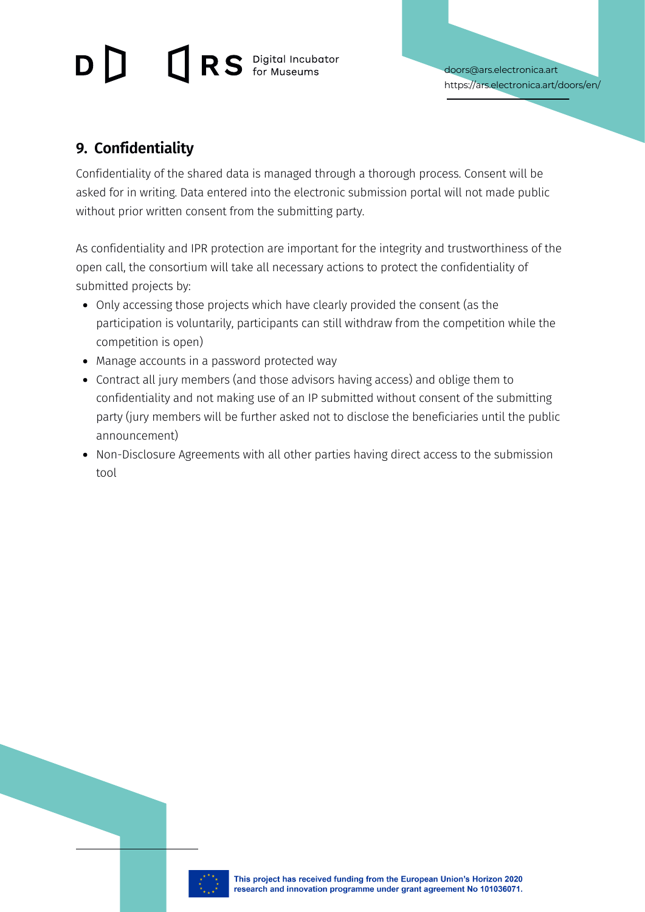## 9. Confidentiality

Confidentiality of the shared data is managed through a thorough process. Consent will be asked for in writing. Data entered into the electronic submission portal will not made public without prior written consent from the submitting party.

As confidentiality and IPR protection are important for the integrity and trustworthiness of the open call, the consortium will take all necessary actions to protect the confidentiality of submitted projects by:

- Only accessing those projects which have clearly provided the consent (as the participation is voluntarily, participants can still withdraw from the competition while the competition is open)
- Manage accounts in a password protected way
- Contract all jury members (and those advisors having access) and oblige them to confidentiality and not making use of an IP submitted without consent of the submitting party (jury members will be further asked not to disclose the beneficiaries until the public announcement)
- Non-Disclosure Agreements with all other parties having direct access to the submission tool